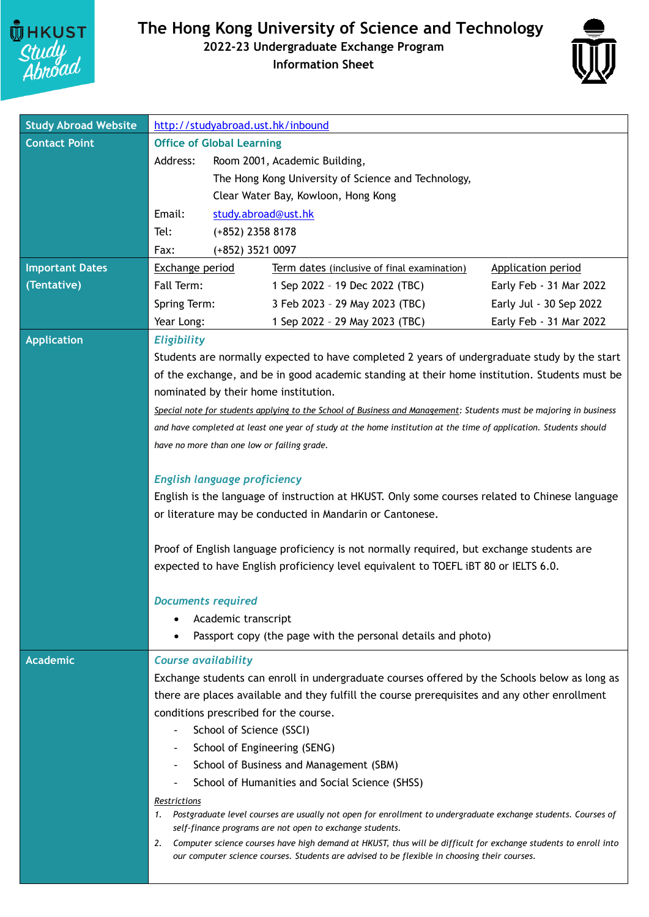# The Hong Kong University of Science and Technology

## 2022-23 Undergraduate Exchange Program

## Information Sheet

**Study Abroad Website**

http://studyabroad.ust.hk/inbound

**Contact Point**

**Office of Global Learning**

Address: Room 2001, Academic Building,
The Hong Kong University of Science and Technology,
Clear Water Bay, Kowloon, Hong Kong

Email: study.abroad@ust.hk

Tel: (+852) 2358 8178

Fax: (+852) 3521 0097

**Important Dates (Tentative)**

| Exchange period | Term dates (inclusive of final examination) | Application period |
|---|---|---|
| Fall Term: | 1 Sep 2022 – 19 Dec 2022 (TBC) | Early Feb - 31 Mar 2022 |
| Spring Term: | 3 Feb 2023 – 29 May 2023 (TBC) | Early Jul - 30 Sep 2022 |
| Year Long: | 1 Sep 2022 – 29 May 2023 (TBC) | Early Feb - 31 Mar 2022 |

**Application**

### *Eligibility*

Students are normally expected to have completed 2 years of undergraduate study by the start of the exchange, and be in good academic standing at their home institution. Students must be nominated by their home institution.

*Special note for students applying to the School of Business and Management: Students must be majoring in business and have completed at least one year of study at the home institution at the time of application. Students should have no more than one low or failing grade.*

### *English language proficiency*

English is the language of instruction at HKUST. Only some courses related to Chinese language or literature may be conducted in Mandarin or Cantonese.

Proof of English language proficiency is not normally required, but exchange students are expected to have English proficiency level equivalent to TOEFL iBT 80 or IELTS 6.0.

### *Documents required*

- Academic transcript
- Passport copy (the page with the personal details and photo)

**Academic**

### *Course availability*

Exchange students can enroll in undergraduate courses offered by the Schools below as long as there are places available and they fulfill the course prerequisites and any other enrollment conditions prescribed for the course.

- School of Science (SSCI)
- School of Engineering (SENG)
- School of Business and Management (SBM)
- School of Humanities and Social Science (SHSS)

*Restrictions*

1. *Postgraduate level courses are usually not open for enrollment to undergraduate exchange students. Courses of self-finance programs are not open to exchange students.*
2. *Computer science courses have high demand at HKUST, thus will be difficult for exchange students to enroll into our computer science courses. Students are advised to be flexible in choosing their courses.*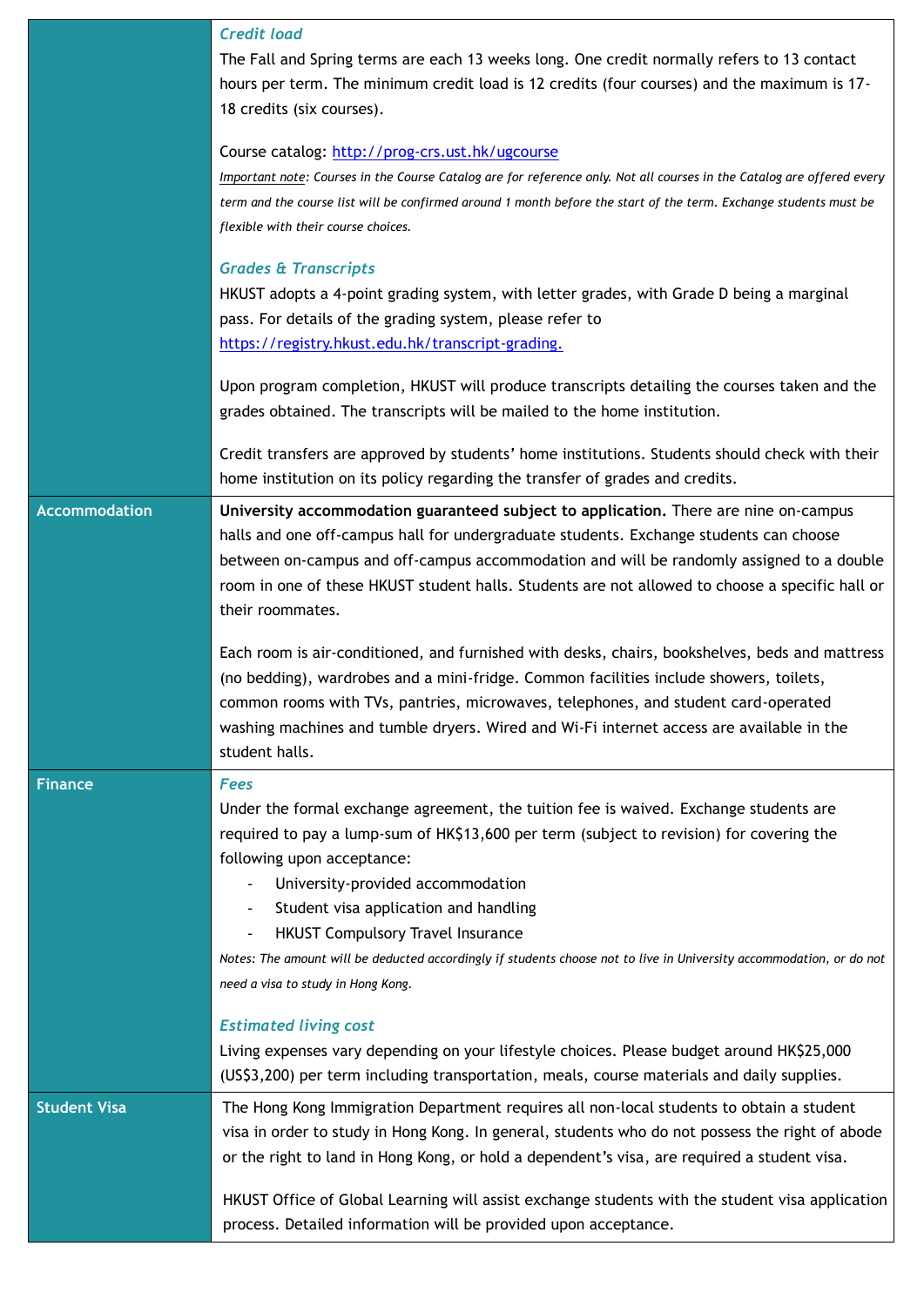| | |
|---|---|
| | ***Credit load*** The Fall and Spring terms are each 13 weeks long. One credit normally refers to 13 contact hours per term. The minimum credit load is 12 credits (four courses) and the maximum is 17-18 credits (six courses). <br><br> Course catalog: http://prog-crs.ust.hk/ugcourse <br> *Important note: Courses in the Course Catalog are for reference only. Not all courses in the Catalog are offered every term and the course list will be confirmed around 1 month before the start of the term. Exchange students must be flexible with their course choices.* <br><br> ***Grades & Transcripts*** HKUST adopts a 4-point grading system, with letter grades, with Grade D being a marginal pass. For details of the grading system, please refer to https://registry.hkust.edu.hk/transcript-grading. <br><br> Upon program completion, HKUST will produce transcripts detailing the courses taken and the grades obtained. The transcripts will be mailed to the home institution. <br><br> Credit transfers are approved by students' home institutions. Students should check with their home institution on its policy regarding the transfer of grades and credits. |
| **Accommodation** | **University accommodation guaranteed subject to application.** There are nine on-campus halls and one off-campus hall for undergraduate students. Exchange students can choose between on-campus and off-campus accommodation and will be randomly assigned to a double room in one of these HKUST student halls. Students are not allowed to choose a specific hall or their roommates. <br><br> Each room is air-conditioned, and furnished with desks, chairs, bookshelves, beds and mattress (no bedding), wardrobes and a mini-fridge. Common facilities include showers, toilets, common rooms with TVs, pantries, microwaves, telephones, and student card-operated washing machines and tumble dryers. Wired and Wi-Fi internet access are available in the student halls. |
| **Finance** | ***Fees*** Under the formal exchange agreement, the tuition fee is waived. Exchange students are required to pay a lump-sum of HK$13,600 per term (subject to revision) for covering the following upon acceptance: <br> - University-provided accommodation <br> - Student visa application and handling <br> - HKUST Compulsory Travel Insurance <br> *Notes: The amount will be deducted accordingly if students choose not to live in University accommodation, or do not need a visa to study in Hong Kong.* <br><br> ***Estimated living cost*** Living expenses vary depending on your lifestyle choices. Please budget around HK$25,000 (US$3,200) per term including transportation, meals, course materials and daily supplies. |
| **Student Visa** | The Hong Kong Immigration Department requires all non-local students to obtain a student visa in order to study in Hong Kong. In general, students who do not possess the right of abode or the right to land in Hong Kong, or hold a dependent's visa, are required a student visa. <br><br> HKUST Office of Global Learning will assist exchange students with the student visa application process. Detailed information will be provided upon acceptance. |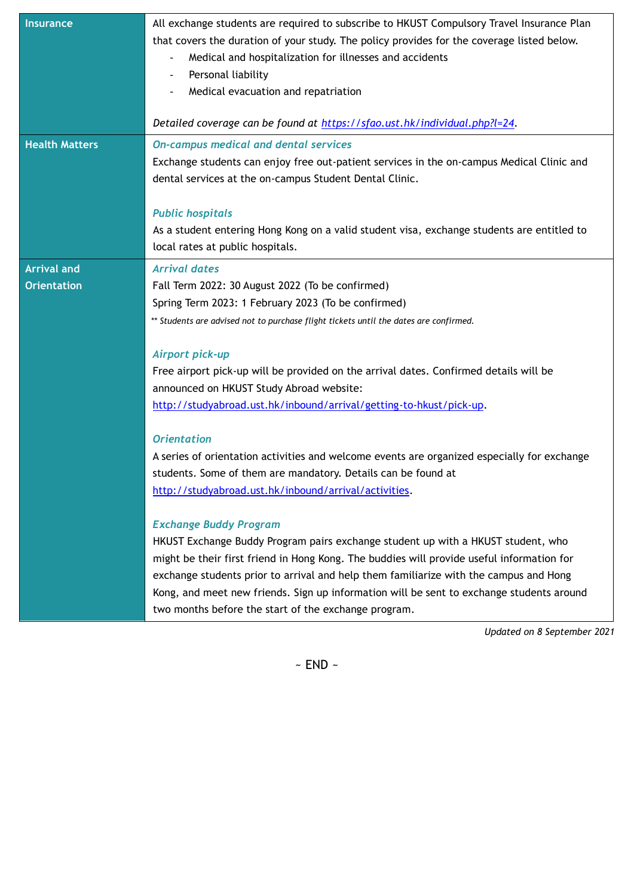| | |
|---|---|
| **Insurance** | All exchange students are required to subscribe to HKUST Compulsory Travel Insurance Plan that covers the duration of your study. The policy provides for the coverage listed below.<br>- Medical and hospitalization for illnesses and accidents<br>- Personal liability<br>- Medical evacuation and repatriation<br><br>*Detailed coverage can be found at [https://sfao.ust.hk/individual.php?l=24](https://sfao.ust.hk/individual.php?l=24).* |
| **Health Matters** | ***On-campus medical and dental services***<br>Exchange students can enjoy free out-patient services in the on-campus Medical Clinic and dental services at the on-campus Student Dental Clinic.<br><br>***Public hospitals***<br>As a student entering Hong Kong on a valid student visa, exchange students are entitled to local rates at public hospitals. |
| **Arrival and Orientation** | ***Arrival dates***<br>Fall Term 2022: 30 August 2022 (To be confirmed)<br>Spring Term 2023: 1 February 2023 (To be confirmed)<br>*** Students are advised not to purchase flight tickets until the dates are confirmed.*<br><br>***Airport pick-up***<br>Free airport pick-up will be provided on the arrival dates. Confirmed details will be announced on HKUST Study Abroad website: [http://studyabroad.ust.hk/inbound/arrival/getting-to-hkust/pick-up](http://studyabroad.ust.hk/inbound/arrival/getting-to-hkust/pick-up).<br><br>***Orientation***<br>A series of orientation activities and welcome events are organized especially for exchange students. Some of them are mandatory. Details can be found at [http://studyabroad.ust.hk/inbound/arrival/activities](http://studyabroad.ust.hk/inbound/arrival/activities).<br><br>***Exchange Buddy Program***<br>HKUST Exchange Buddy Program pairs exchange student up with a HKUST student, who might be their first friend in Hong Kong. The buddies will provide useful information for exchange students prior to arrival and help them familiarize with the campus and Hong Kong, and meet new friends. Sign up information will be sent to exchange students around two months before the start of the exchange program. |

*Updated on 8 September 2021*

~ END ~